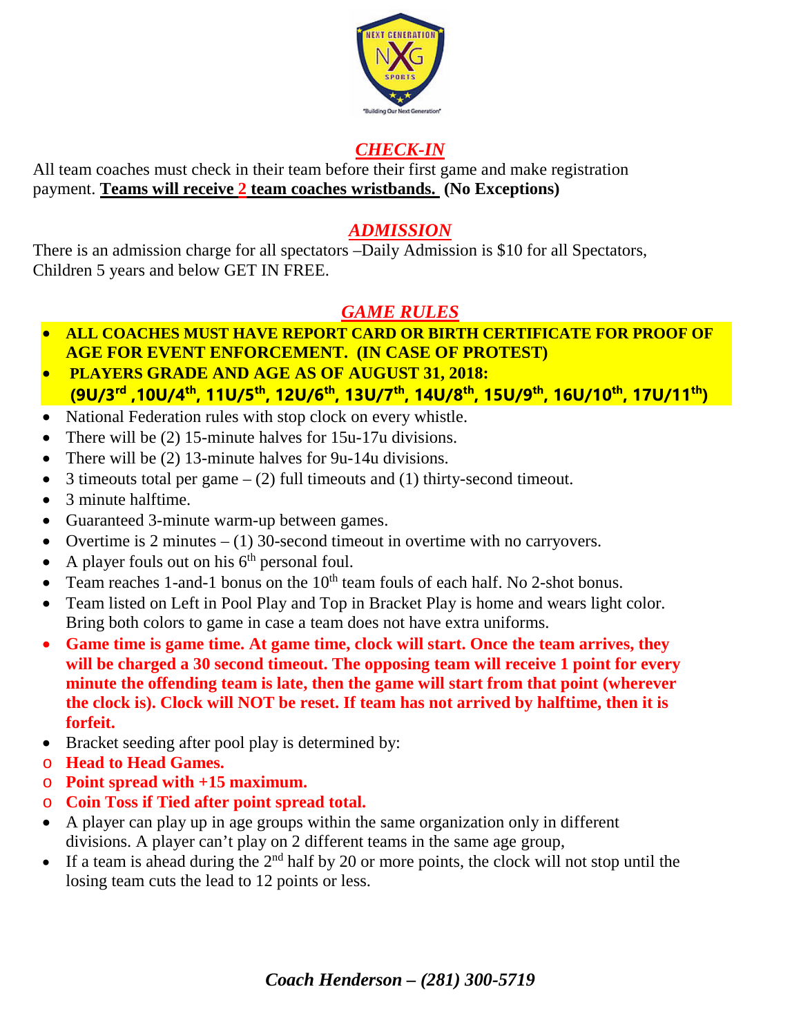## *CHECK-IN*

All team coaches must check in their team before their first game and make registration payment. **Teams will receive 2 team coaches wristbands. (No Exceptions)**

## *ADMISSION*

There is an admission charge for all spectators –Daily Admission is $10 for all Spectators, Children 5 years and below GET IN FREE.

## *GAME RULES*

- **ALL COACHES MUST HAVE REPORT CARD OR BIRTH CERTIFICATE FOR PROOF OF AGE FOR EVENT ENFORCEMENT. (IN CASE OF PROTEST)**
- **PLAYERS GRADE AND AGE AS OF AUGUST 31, 2018: (9U/3rd ,10U/4th, 11U/5th, 12U/6th, 13U/7th, 14U/8th, 15U/9th, 16U/10th, 17U/11th)**
- National Federation rules with stop clock on every whistle.
- There will be (2) 15-minute halves for 15u-17u divisions.
- There will be (2) 13-minute halves for 9u-14u divisions.
- 3 timeouts total per game – (2) full timeouts and (1) thirty-second timeout.
- 3 minute halftime.
- Guaranteed 3-minute warm-up between games.
- Overtime is 2 minutes – (1) 30-second timeout in overtime with no carryovers.
- A player fouls out on his 6th personal foul.
- Team reaches 1-and-1 bonus on the 10th team fouls of each half. No 2-shot bonus.
- Team listed on Left in Pool Play and Top in Bracket Play is home and wears light color. Bring both colors to game in case a team does not have extra uniforms.
- **Game time is game time. At game time, clock will start. Once the team arrives, they will be charged a 30 second timeout. The opposing team will receive 1 point for every minute the offending team is late, then the game will start from that point (wherever the clock is). Clock will NOT be reset. If team has not arrived by halftime, then it is forfeit.**
- Bracket seeding after pool play is determined by:
  - **Head to Head Games.**
  - **Point spread with +15 maximum.**
  - **Coin Toss if Tied after point spread total.**
- A player can play up in age groups within the same organization only in different divisions. A player can't play on 2 different teams in the same age group,
- If a team is ahead during the 2nd half by 20 or more points, the clock will not stop until the losing team cuts the lead to 12 points or less.

***Coach Henderson – (281) 300-5719***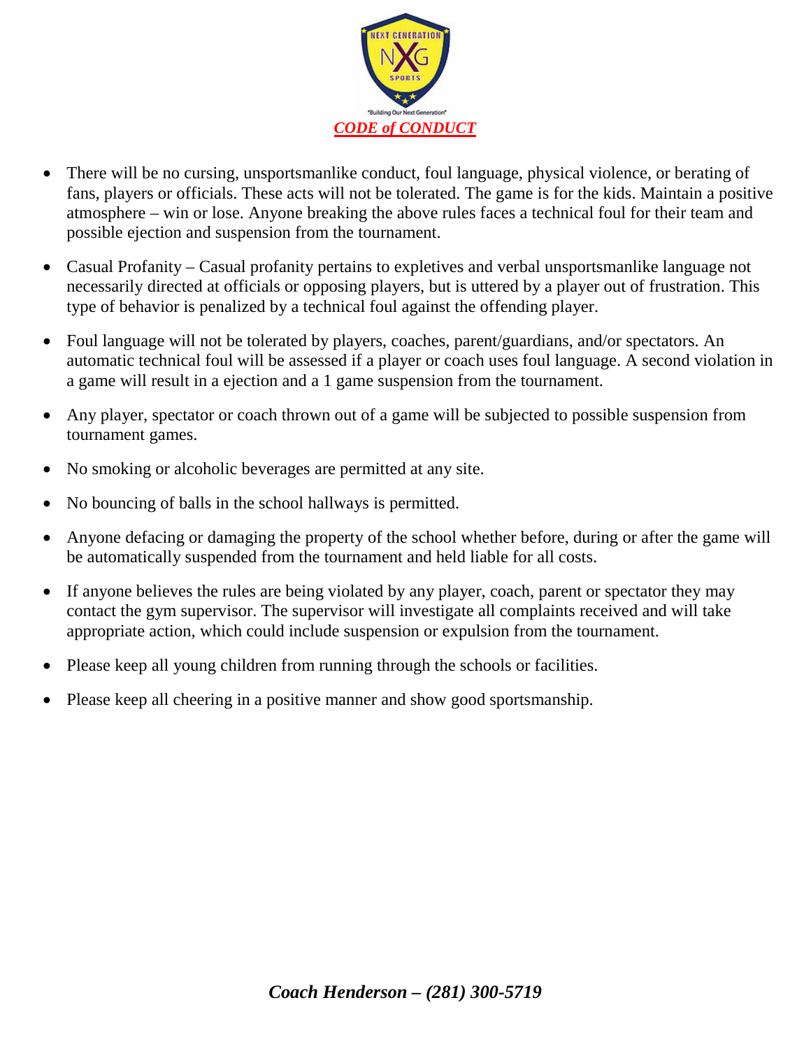# ***CODE of CONDUCT***

- There will be no cursing, unsportsmanlike conduct, foul language, physical violence, or berating of fans, players or officials. These acts will not be tolerated. The game is for the kids. Maintain a positive atmosphere – win or lose. Anyone breaking the above rules faces a technical foul for their team and possible ejection and suspension from the tournament.

- Casual Profanity – Casual profanity pertains to expletives and verbal unsportsmanlike language not necessarily directed at officials or opposing players, but is uttered by a player out of frustration. This type of behavior is penalized by a technical foul against the offending player.

- Foul language will not be tolerated by players, coaches, parent/guardians, and/or spectators. An automatic technical foul will be assessed if a player or coach uses foul language. A second violation in a game will result in a ejection and a 1 game suspension from the tournament.

- Any player, spectator or coach thrown out of a game will be subjected to possible suspension from tournament games.

- No smoking or alcoholic beverages are permitted at any site.

- No bouncing of balls in the school hallways is permitted.

- Anyone defacing or damaging the property of the school whether before, during or after the game will be automatically suspended from the tournament and held liable for all costs.

- If anyone believes the rules are being violated by any player, coach, parent or spectator they may contact the gym supervisor. The supervisor will investigate all complaints received and will take appropriate action, which could include suspension or expulsion from the tournament.

- Please keep all young children from running through the schools or facilities.

- Please keep all cheering in a positive manner and show good sportsmanship.

***Coach Henderson – (281) 300-5719***